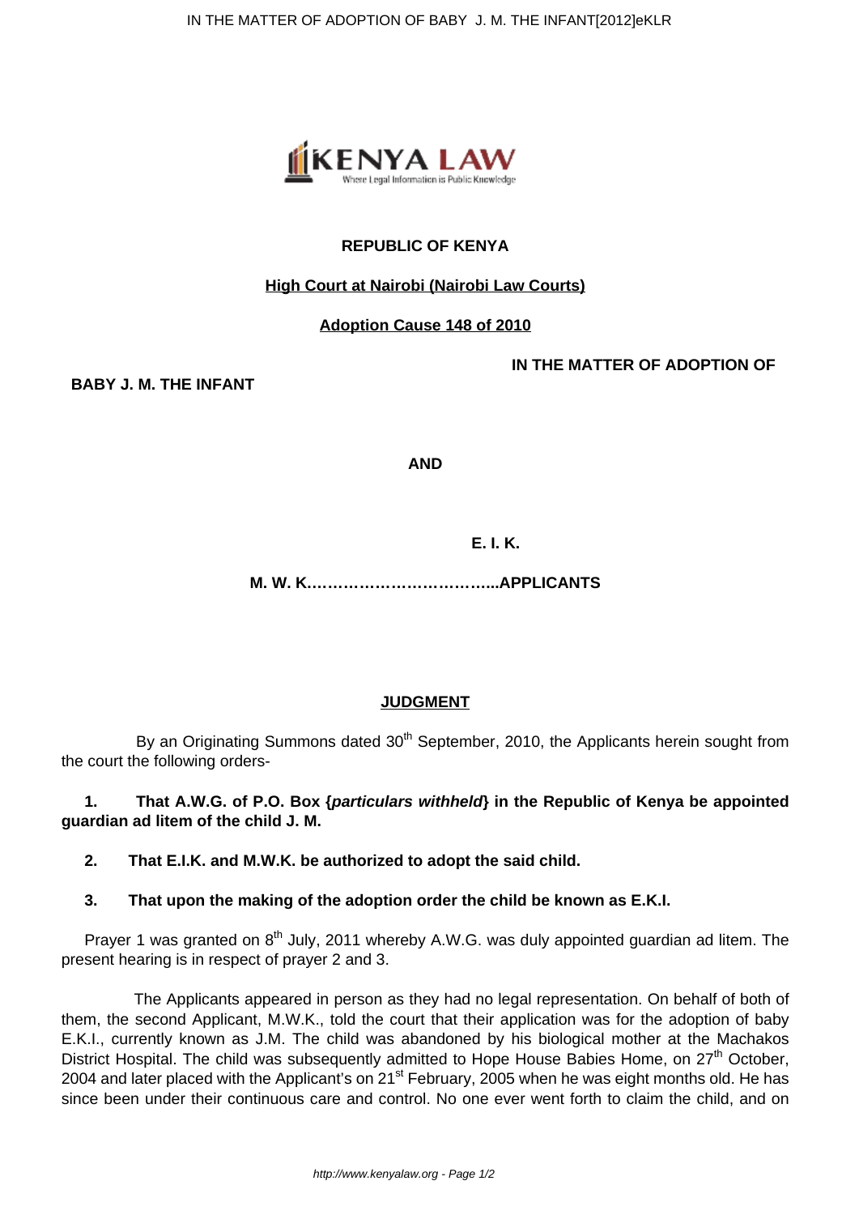**REPUBLIC OF KENYA**

**High Court at Nairobi (Nairobi Law Courts)**

**Adoption Cause 148 of 2010**

**IN THE MATTER OF ADOPTION OF**

**BABY J. M. THE INFANT**

**AND**

**E. I. K.**

**M. W. K.……………………………...APPLICANTS**

**JUDGMENT**

By an Originating Summons dated 30th September, 2010, the Applicants herein sought from the court the following orders-

**1. That A.W.G. of P.O. Box {*particulars withheld*} in the Republic of Kenya be appointed guardian ad litem of the child J. M.**

**2. That E.I.K. and M.W.K. be authorized to adopt the said child.**

**3. That upon the making of the adoption order the child be known as E.K.I.**

Prayer 1 was granted on 8th July, 2011 whereby A.W.G. was duly appointed guardian ad litem. The present hearing is in respect of prayer 2 and 3.

The Applicants appeared in person as they had no legal representation. On behalf of both of them, the second Applicant, M.W.K., told the court that their application was for the adoption of baby E.K.I., currently known as J.M. The child was abandoned by his biological mother at the Machakos District Hospital. The child was subsequently admitted to Hope House Babies Home, on 27th October, 2004 and later placed with the Applicant's on 21st February, 2005 when he was eight months old. He has since been under their continuous care and control. No one ever went forth to claim the child, and on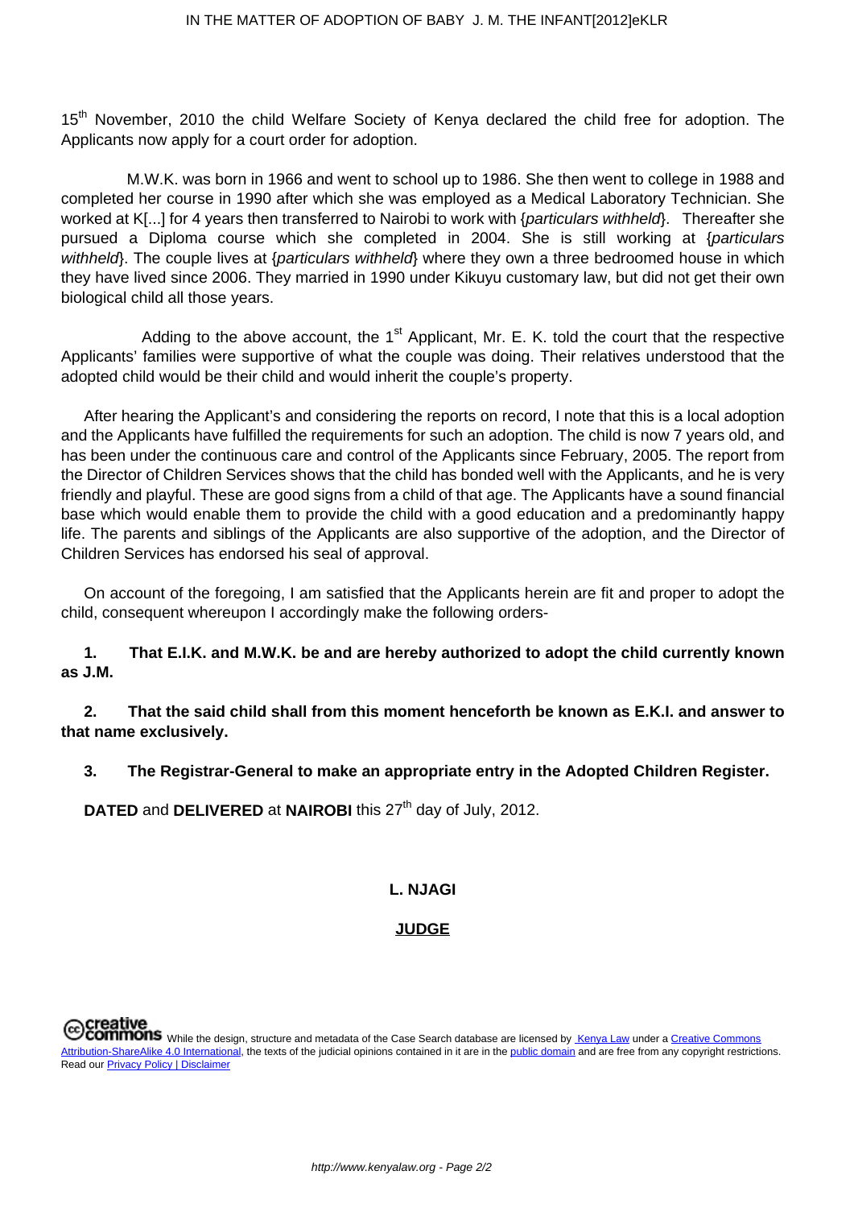15th November, 2010 the child Welfare Society of Kenya declared the child free for adoption. The Applicants now apply for a court order for adoption.

M.W.K. was born in 1966 and went to school up to 1986. She then went to college in 1988 and completed her course in 1990 after which she was employed as a Medical Laboratory Technician. She worked at K[...] for 4 years then transferred to Nairobi to work with {*particulars withheld*}. Thereafter she pursued a Diploma course which she completed in 2004. She is still working at {*particulars withheld*}. The couple lives at {*particulars withheld*} where they own a three bedroomed house in which they have lived since 2006. They married in 1990 under Kikuyu customary law, but did not get their own biological child all those years.

Adding to the above account, the 1st Applicant, Mr. E. K. told the court that the respective Applicants' families were supportive of what the couple was doing. Their relatives understood that the adopted child would be their child and would inherit the couple's property.

After hearing the Applicant's and considering the reports on record, I note that this is a local adoption and the Applicants have fulfilled the requirements for such an adoption. The child is now 7 years old, and has been under the continuous care and control of the Applicants since February, 2005. The report from the Director of Children Services shows that the child has bonded well with the Applicants, and he is very friendly and playful. These are good signs from a child of that age. The Applicants have a sound financial base which would enable them to provide the child with a good education and a predominantly happy life. The parents and siblings of the Applicants are also supportive of the adoption, and the Director of Children Services has endorsed his seal of approval.

On account of the foregoing, I am satisfied that the Applicants herein are fit and proper to adopt the child, consequent whereupon I accordingly make the following orders-

**1. That E.I.K. and M.W.K. be and are hereby authorized to adopt the child currently known as J.M.**

**2. That the said child shall from this moment henceforth be known as E.K.I. and answer to that name exclusively.**

**3. The Registrar-General to make an appropriate entry in the Adopted Children Register.**

**DATED** and **DELIVERED** at **NAIROBI** this 27th day of July, 2012.

**L. NJAGI**

**JUDGE**

While the design, structure and metadata of the Case Search database are licensed by Kenya Law under a Creative Commons Attribution-ShareAlike 4.0 International, the texts of the judicial opinions contained in it are in the public domain and are free from any copyright restrictions. Read our Privacy Policy | Disclaimer